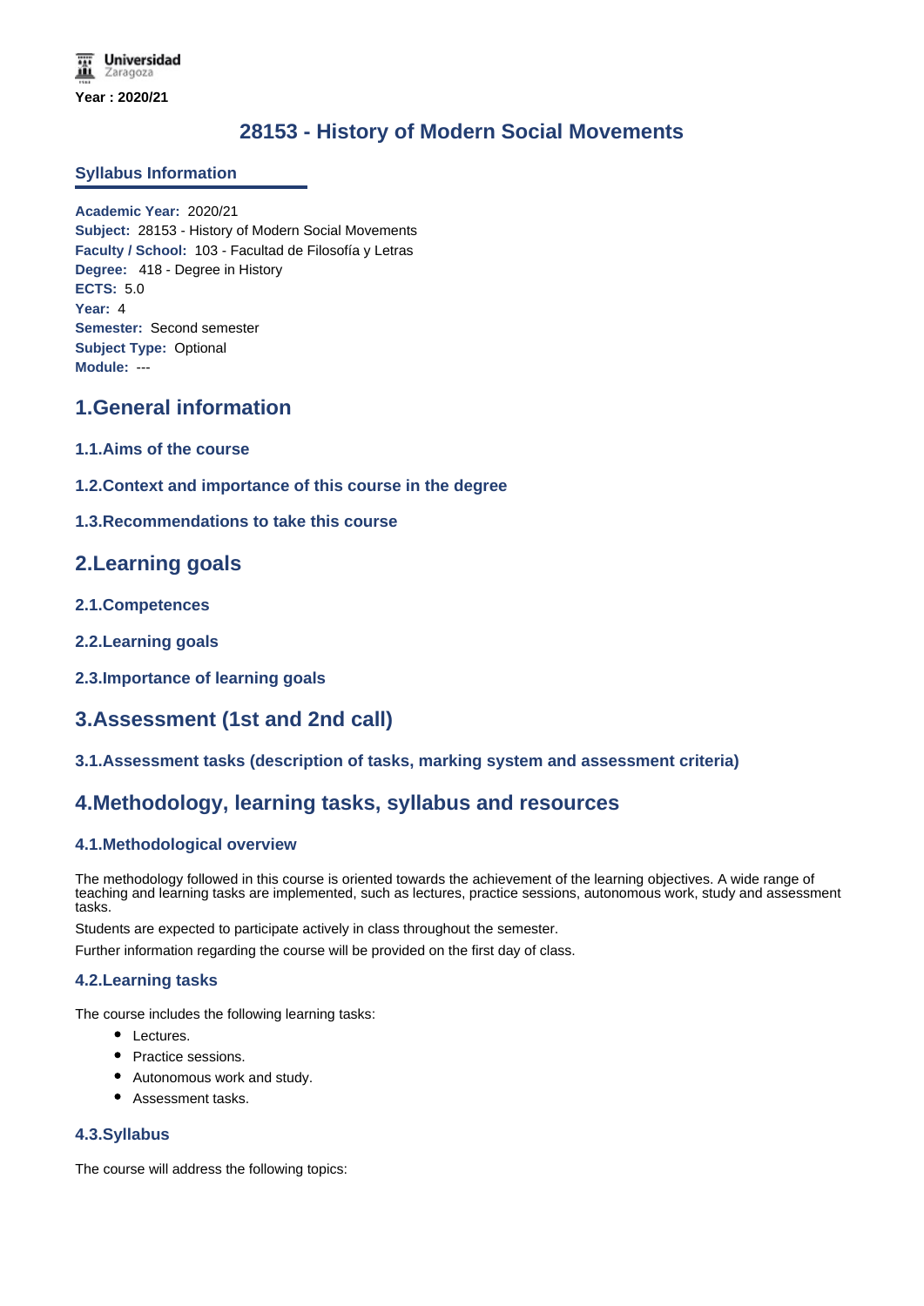Universidad Zaragoza

**Year : 2020/21**

# 28153 - History of Modern Social Movements

## Syllabus Information

**Academic Year:** 2020/21
**Subject:** 28153 - History of Modern Social Movements
**Faculty / School:** 103 - Facultad de Filosofía y Letras
**Degree:** 418 - Degree in History
**ECTS:** 5.0
**Year:** 4
**Semester:** Second semester
**Subject Type:** Optional
**Module:** ---

## 1.General information

### 1.1.Aims of the course

### 1.2.Context and importance of this course in the degree

### 1.3.Recommendations to take this course

## 2.Learning goals

### 2.1.Competences

### 2.2.Learning goals

### 2.3.Importance of learning goals

## 3.Assessment (1st and 2nd call)

### 3.1.Assessment tasks (description of tasks, marking system and assessment criteria)

## 4.Methodology, learning tasks, syllabus and resources

### 4.1.Methodological overview

The methodology followed in this course is oriented towards the achievement of the learning objectives. A wide range of teaching and learning tasks are implemented, such as lectures, practice sessions, autonomous work, study and assessment tasks.

Students are expected to participate actively in class throughout the semester.

Further information regarding the course will be provided on the first day of class.

### 4.2.Learning tasks

The course includes the following learning tasks:

- Lectures.
- Practice sessions.
- Autonomous work and study.
- Assessment tasks.

### 4.3.Syllabus

The course will address the following topics: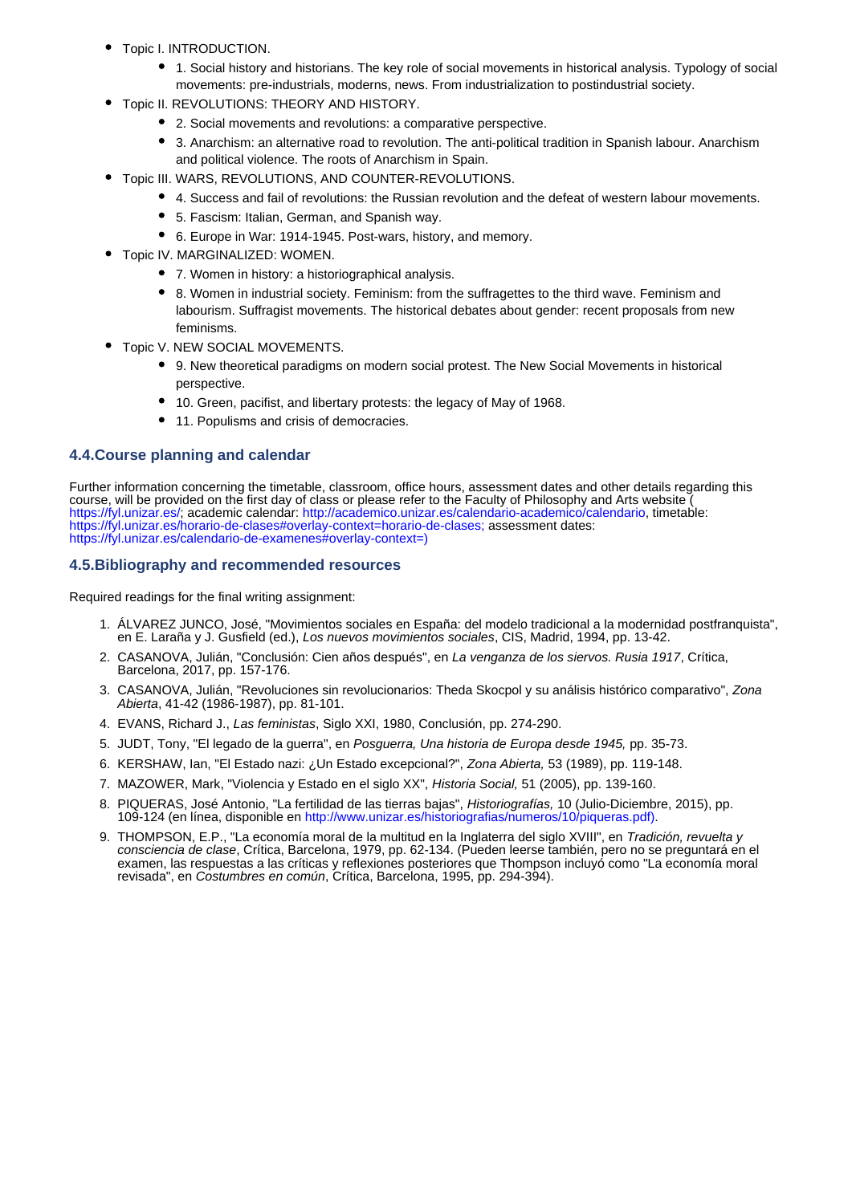- Topic I. INTRODUCTION.
    - 1. Social history and historians. The key role of social movements in historical analysis. Typology of social movements: pre-industrials, moderns, news. From industrialization to postindustrial society.
- Topic II. REVOLUTIONS: THEORY AND HISTORY.
    - 2. Social movements and revolutions: a comparative perspective.
    - 3. Anarchism: an alternative road to revolution. The anti-political tradition in Spanish labour. Anarchism and political violence. The roots of Anarchism in Spain.
- Topic III. WARS, REVOLUTIONS, AND COUNTER-REVOLUTIONS.
    - 4. Success and fail of revolutions: the Russian revolution and the defeat of western labour movements.
    - 5. Fascism: Italian, German, and Spanish way.
    - 6. Europe in War: 1914-1945. Post-wars, history, and memory.
- Topic IV. MARGINALIZED: WOMEN.
    - 7. Women in history: a historiographical analysis.
    - 8. Women in industrial society. Feminism: from the suffragettes to the third wave. Feminism and labourism. Suffragist movements. The historical debates about gender: recent proposals from new feminisms.
- Topic V. NEW SOCIAL MOVEMENTS.
    - 9. New theoretical paradigms on modern social protest. The New Social Movements in historical perspective.
    - 10. Green, pacifist, and libertary protests: the legacy of May of 1968.
    - 11. Populisms and crisis of democracies.

## 4.4.Course planning and calendar

Further information concerning the timetable, classroom, office hours, assessment dates and other details regarding this course, will be provided on the first day of class or please refer to the Faculty of Philosophy and Arts website ( https://fyl.unizar.es/; academic calendar: http://academico.unizar.es/calendario-academico/calendario, timetable: https://fyl.unizar.es/horario-de-clases#overlay-context=horario-de-clases; assessment dates: https://fyl.unizar.es/calendario-de-examenes#overlay-context=)

## 4.5.Bibliography and recommended resources

Required readings for the final writing assignment:

1. ÁLVAREZ JUNCO, José, "Movimientos sociales en España: del modelo tradicional a la modernidad postfranquista", en E. Laraña y J. Gusfield (ed.), *Los nuevos movimientos sociales*, CIS, Madrid, 1994, pp. 13-42.
2. CASANOVA, Julián, "Conclusión: Cien años después", en *La venganza de los siervos. Rusia 1917*, Crítica, Barcelona, 2017, pp. 157-176.
3. CASANOVA, Julián, "Revoluciones sin revolucionarios: Theda Skocpol y su análisis histórico comparativo", *Zona Abierta*, 41-42 (1986-1987), pp. 81-101.
4. EVANS, Richard J., *Las feministas*, Siglo XXI, 1980, Conclusión, pp. 274-290.
5. JUDT, Tony, "El legado de la guerra", en *Posguerra, Una historia de Europa desde 1945,* pp. 35-73.
6. KERSHAW, Ian, "El Estado nazi: ¿Un Estado excepcional?", *Zona Abierta,* 53 (1989), pp. 119-148.
7. MAZOWER, Mark, "Violencia y Estado en el siglo XX", *Historia Social,* 51 (2005), pp. 139-160.
8. PIQUERAS, José Antonio, "La fertilidad de las tierras bajas", *Historiografías,* 10 (Julio-Diciembre, 2015), pp. 109-124 (en línea, disponible en http://www.unizar.es/historiografias/numeros/10/piqueras.pdf).
9. THOMPSON, E.P., "La economía moral de la multitud en la Inglaterra del siglo XVIII", en *Tradición, revuelta y consciencia de clase*, Crítica, Barcelona, 1979, pp. 62-134. (Pueden leerse también, pero no se preguntará en el examen, las respuestas a las críticas y reflexiones posteriores que Thompson incluyó como "La economía moral revisada", en *Costumbres en común*, Crítica, Barcelona, 1995, pp. 294-394).